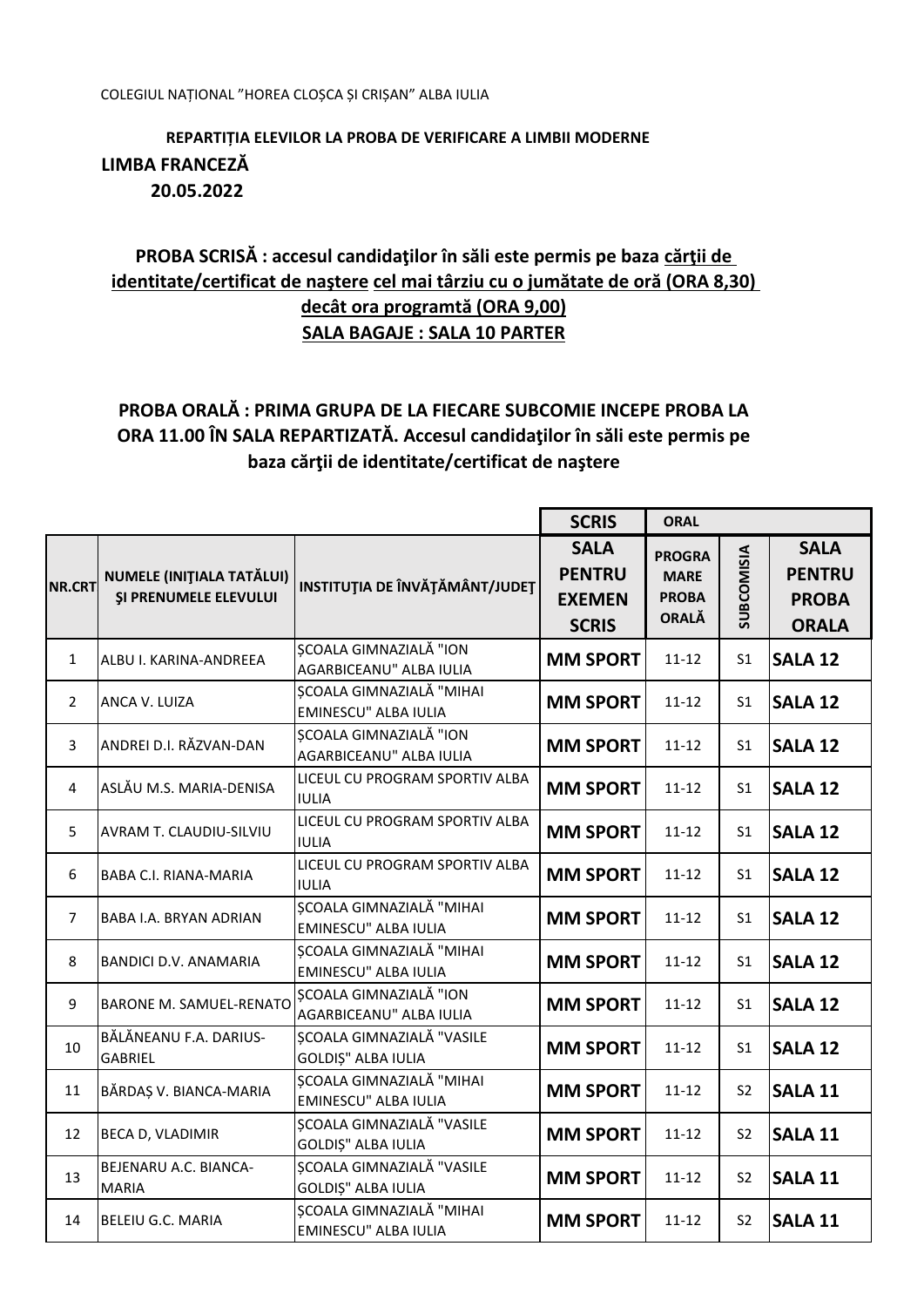COLEGIUL NAȚIONAL ”HOREA CLOȘCA ȘI CRIȘAN” ALBA IULIA

**REPARTIȚIA ELEVILOR LA PROBA DE VERIFICARE A LIMBII MODERNE**

**LIMBA FRANCEZĂ**

**20.05.2022**

**PROBA SCRISĂ : accesul candidaţilor în săli este permis pe baza cărţii de identitate/certificat de naştere cel mai târziu cu o jumătate de oră (ORA 8,30) decât ora programtă (ORA 9,00)**

**SALA BAGAJE : SALA 10 PARTER**

**PROBA ORALĂ : PRIMA GRUPA DE LA FIECARE SUBCOMIE INCEPE PROBA LA ORA 11.00 ÎN SALA REPARTIZATĂ. Accesul candidaţilor în săli este permis pe baza cărţii de identitate/certificat de naştere**

| | | | SCRIS | ORAL | | |
|---|---|---|---|---|---|---|
| NR.CRT | NUMELE (INIŢIALA TATĂLUI) ŞI PRENUMELE ELEVULUI | INSTITUŢIA DE ÎNVĂŢĂMÂNT/JUDEŢ | SALA PENTRU EXEMEN SCRIS | PROGRAMARE PROBA ORALĂ | SUBCOMISIA | SALA PENTRU PROBA ORALA |
| 1 | ALBU I. KARINA-ANDREEA | ȘCOALA GIMNAZIALĂ "ION AGARBICEANU" ALBA IULIA | MM SPORT | 11-12 | S1 | SALA 12 |
| 2 | ANCA V. LUIZA | ȘCOALA GIMNAZIALĂ "MIHAI EMINESCU" ALBA IULIA | MM SPORT | 11-12 | S1 | SALA 12 |
| 3 | ANDREI D.I. RĂZVAN-DAN | ȘCOALA GIMNAZIALĂ "ION AGARBICEANU" ALBA IULIA | MM SPORT | 11-12 | S1 | SALA 12 |
| 4 | ASLĂU M.S. MARIA-DENISA | LICEUL CU PROGRAM SPORTIV ALBA IULIA | MM SPORT | 11-12 | S1 | SALA 12 |
| 5 | AVRAM T. CLAUDIU-SILVIU | LICEUL CU PROGRAM SPORTIV ALBA IULIA | MM SPORT | 11-12 | S1 | SALA 12 |
| 6 | BABA C.I. RIANA-MARIA | LICEUL CU PROGRAM SPORTIV ALBA IULIA | MM SPORT | 11-12 | S1 | SALA 12 |
| 7 | BABA I.A. BRYAN ADRIAN | ȘCOALA GIMNAZIALĂ "MIHAI EMINESCU" ALBA IULIA | MM SPORT | 11-12 | S1 | SALA 12 |
| 8 | BANDICI D.V. ANAMARIA | ȘCOALA GIMNAZIALĂ "MIHAI EMINESCU" ALBA IULIA | MM SPORT | 11-12 | S1 | SALA 12 |
| 9 | BARONE M. SAMUEL-RENATO | ȘCOALA GIMNAZIALĂ "ION AGARBICEANU" ALBA IULIA | MM SPORT | 11-12 | S1 | SALA 12 |
| 10 | BĂLĂNEANU F.A. DARIUS-GABRIEL | ȘCOALA GIMNAZIALĂ "VASILE GOLDIŞ" ALBA IULIA | MM SPORT | 11-12 | S1 | SALA 12 |
| 11 | BĂRDAȘ V. BIANCA-MARIA | ȘCOALA GIMNAZIALĂ "MIHAI EMINESCU" ALBA IULIA | MM SPORT | 11-12 | S2 | SALA 11 |
| 12 | BECA D, VLADIMIR | ȘCOALA GIMNAZIALĂ "VASILE GOLDIŞ" ALBA IULIA | MM SPORT | 11-12 | S2 | SALA 11 |
| 13 | BEJENARU A.C. BIANCA-MARIA | ȘCOALA GIMNAZIALĂ "VASILE GOLDIŞ" ALBA IULIA | MM SPORT | 11-12 | S2 | SALA 11 |
| 14 | BELEIU G.C. MARIA | ȘCOALA GIMNAZIALĂ "MIHAI EMINESCU" ALBA IULIA | MM SPORT | 11-12 | S2 | SALA 11 |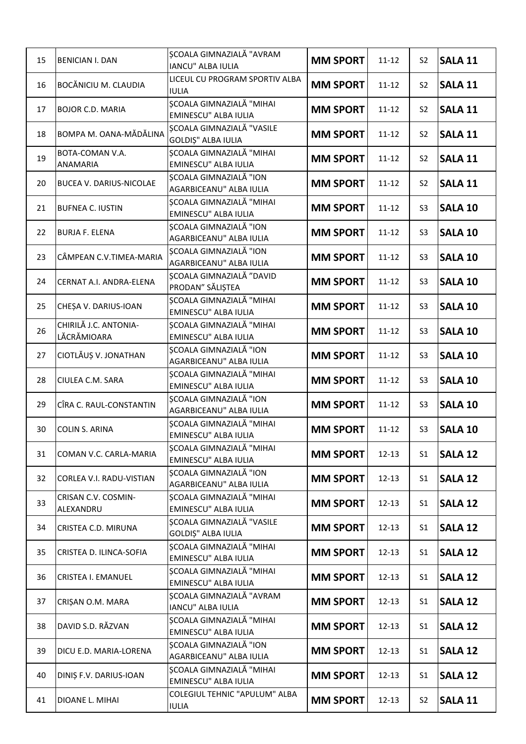| | | | | | | |
|---|---|---|---|---|---|---|
| 15 | BENICIAN I. DAN | ȘCOALA GIMNAZIALĂ "AVRAM IANCU" ALBA IULIA | **MM SPORT** | 11-12 | S2 | **SALA 11** |
| 16 | BOCĂNICIU M. CLAUDIA | LICEUL CU PROGRAM SPORTIV ALBA IULIA | **MM SPORT** | 11-12 | S2 | **SALA 11** |
| 17 | BOJOR C.D. MARIA | ȘCOALA GIMNAZIALĂ "MIHAI EMINESCU" ALBA IULIA | **MM SPORT** | 11-12 | S2 | **SALA 11** |
| 18 | BOMPA M. OANA-MĂDĂLINA | ȘCOALA GIMNAZIALĂ "VASILE GOLDIȘ" ALBA IULIA | **MM SPORT** | 11-12 | S2 | **SALA 11** |
| 19 | BOTA-COMAN V.A. ANAMARIA | ȘCOALA GIMNAZIALĂ "MIHAI EMINESCU" ALBA IULIA | **MM SPORT** | 11-12 | S2 | **SALA 11** |
| 20 | BUCEA V. DARIUS-NICOLAE | ȘCOALA GIMNAZIALĂ "ION AGARBICEANU" ALBA IULIA | **MM SPORT** | 11-12 | S2 | **SALA 11** |
| 21 | BUFNEA C. IUSTIN | ȘCOALA GIMNAZIALĂ "MIHAI EMINESCU" ALBA IULIA | **MM SPORT** | 11-12 | S3 | **SALA 10** |
| 22 | BURJA F. ELENA | ȘCOALA GIMNAZIALĂ "ION AGARBICEANU" ALBA IULIA | **MM SPORT** | 11-12 | S3 | **SALA 10** |
| 23 | CÂMPEAN C.V.TIMEA-MARIA | ȘCOALA GIMNAZIALĂ "ION AGARBICEANU" ALBA IULIA | **MM SPORT** | 11-12 | S3 | **SALA 10** |
| 24 | CERNAT A.I. ANDRA-ELENA | ȘCOALA GIMNAZIALĂ ”DAVID PRODAN” SĂLIȘTEA | **MM SPORT** | 11-12 | S3 | **SALA 10** |
| 25 | CHEȘA V. DARIUS-IOAN | ȘCOALA GIMNAZIALĂ "MIHAI EMINESCU" ALBA IULIA | **MM SPORT** | 11-12 | S3 | **SALA 10** |
| 26 | CHIRILĂ J.C. ANTONIA-LĂCRĂMIOARA | ȘCOALA GIMNAZIALĂ "MIHAI EMINESCU" ALBA IULIA | **MM SPORT** | 11-12 | S3 | **SALA 10** |
| 27 | CIOTLĂUȘ V. JONATHAN | ȘCOALA GIMNAZIALĂ "ION AGARBICEANU" ALBA IULIA | **MM SPORT** | 11-12 | S3 | **SALA 10** |
| 28 | CIULEA C.M. SARA | ȘCOALA GIMNAZIALĂ "MIHAI EMINESCU" ALBA IULIA | **MM SPORT** | 11-12 | S3 | **SALA 10** |
| 29 | CÎRA C. RAUL-CONSTANTIN | ȘCOALA GIMNAZIALĂ "ION AGARBICEANU" ALBA IULIA | **MM SPORT** | 11-12 | S3 | **SALA 10** |
| 30 | COLIN S. ARINA | ȘCOALA GIMNAZIALĂ "MIHAI EMINESCU" ALBA IULIA | **MM SPORT** | 11-12 | S3 | **SALA 10** |
| 31 | COMAN V.C. CARLA-MARIA | ȘCOALA GIMNAZIALĂ "MIHAI EMINESCU" ALBA IULIA | **MM SPORT** | 12-13 | S1 | **SALA 12** |
| 32 | CORLEA V.I. RADU-VISTIAN | ȘCOALA GIMNAZIALĂ "ION AGARBICEANU" ALBA IULIA | **MM SPORT** | 12-13 | S1 | **SALA 12** |
| 33 | CRISAN C.V. COSMIN-ALEXANDRU | ȘCOALA GIMNAZIALĂ "MIHAI EMINESCU" ALBA IULIA | **MM SPORT** | 12-13 | S1 | **SALA 12** |
| 34 | CRISTEA C.D. MIRUNA | ȘCOALA GIMNAZIALĂ "VASILE GOLDIȘ" ALBA IULIA | **MM SPORT** | 12-13 | S1 | **SALA 12** |
| 35 | CRISTEA D. ILINCA-SOFIA | ȘCOALA GIMNAZIALĂ "MIHAI EMINESCU" ALBA IULIA | **MM SPORT** | 12-13 | S1 | **SALA 12** |
| 36 | CRISTEA I. EMANUEL | ȘCOALA GIMNAZIALĂ "MIHAI EMINESCU" ALBA IULIA | **MM SPORT** | 12-13 | S1 | **SALA 12** |
| 37 | CRIȘAN O.M. MARA | ȘCOALA GIMNAZIALĂ "AVRAM IANCU" ALBA IULIA | **MM SPORT** | 12-13 | S1 | **SALA 12** |
| 38 | DAVID S.D. RĂZVAN | ȘCOALA GIMNAZIALĂ "MIHAI EMINESCU" ALBA IULIA | **MM SPORT** | 12-13 | S1 | **SALA 12** |
| 39 | DICU E.D. MARIA-LORENA | ȘCOALA GIMNAZIALĂ "ION AGARBICEANU" ALBA IULIA | **MM SPORT** | 12-13 | S1 | **SALA 12** |
| 40 | DINIȘ F.V. DARIUS-IOAN | ȘCOALA GIMNAZIALĂ "MIHAI EMINESCU" ALBA IULIA | **MM SPORT** | 12-13 | S1 | **SALA 12** |
| 41 | DIOANE L. MIHAI | COLEGIUL TEHNIC "APULUM" ALBA IULIA | **MM SPORT** | 12-13 | S2 | **SALA 11** |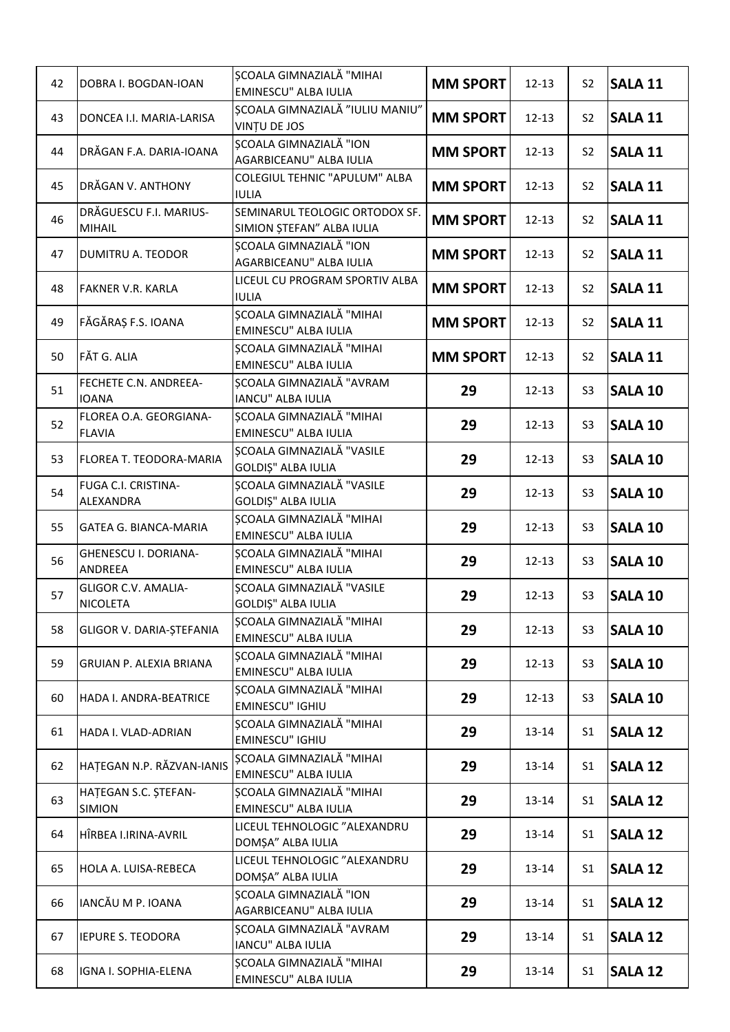| 42 | DOBRA I. BOGDAN-IOAN | ȘCOALA GIMNAZIALĂ "MIHAI EMINESCU" ALBA IULIA | **MM SPORT** | 12-13 | S2 | **SALA 11** |
|---|---|---|---|---|---|---|
| 43 | DONCEA I.I. MARIA-LARISA | ȘCOALA GIMNAZIALĂ "IULIU MANIU" VINȚU DE JOS | **MM SPORT** | 12-13 | S2 | **SALA 11** |
| 44 | DRĂGAN F.A. DARIA-IOANA | ȘCOALA GIMNAZIALĂ "ION AGARBICEANU" ALBA IULIA | **MM SPORT** | 12-13 | S2 | **SALA 11** |
| 45 | DRĂGAN V. ANTHONY | COLEGIUL TEHNIC "APULUM" ALBA IULIA | **MM SPORT** | 12-13 | S2 | **SALA 11** |
| 46 | DRĂGUESCU F.I. MARIUS-MIHAIL | SEMINARUL TEOLOGIC ORTODOX SF. SIMION ȘTEFAN" ALBA IULIA | **MM SPORT** | 12-13 | S2 | **SALA 11** |
| 47 | DUMITRU A. TEODOR | ȘCOALA GIMNAZIALĂ "ION AGARBICEANU" ALBA IULIA | **MM SPORT** | 12-13 | S2 | **SALA 11** |
| 48 | FAKNER V.R. KARLA | LICEUL CU PROGRAM SPORTIV ALBA IULIA | **MM SPORT** | 12-13 | S2 | **SALA 11** |
| 49 | FĂGĂRAȘ F.S. IOANA | ȘCOALA GIMNAZIALĂ "MIHAI EMINESCU" ALBA IULIA | **MM SPORT** | 12-13 | S2 | **SALA 11** |
| 50 | FĂT G. ALIA | ȘCOALA GIMNAZIALĂ "MIHAI EMINESCU" ALBA IULIA | **MM SPORT** | 12-13 | S2 | **SALA 11** |
| 51 | FECHETE C.N. ANDREEA-IOANA | ȘCOALA GIMNAZIALĂ "AVRAM IANCU" ALBA IULIA | **29** | 12-13 | S3 | **SALA 10** |
| 52 | FLOREA O.A. GEORGIANA-FLAVIA | ȘCOALA GIMNAZIALĂ "MIHAI EMINESCU" ALBA IULIA | **29** | 12-13 | S3 | **SALA 10** |
| 53 | FLOREA T. TEODORA-MARIA | ȘCOALA GIMNAZIALĂ "VASILE GOLDIȘ" ALBA IULIA | **29** | 12-13 | S3 | **SALA 10** |
| 54 | FUGA C.I. CRISTINA-ALEXANDRA | ȘCOALA GIMNAZIALĂ "VASILE GOLDIȘ" ALBA IULIA | **29** | 12-13 | S3 | **SALA 10** |
| 55 | GATEA G. BIANCA-MARIA | ȘCOALA GIMNAZIALĂ "MIHAI EMINESCU" ALBA IULIA | **29** | 12-13 | S3 | **SALA 10** |
| 56 | GHENESCU I. DORIANA-ANDREEA | ȘCOALA GIMNAZIALĂ "MIHAI EMINESCU" ALBA IULIA | **29** | 12-13 | S3 | **SALA 10** |
| 57 | GLIGOR C.V. AMALIA-NICOLETA | ȘCOALA GIMNAZIALĂ "VASILE GOLDIȘ" ALBA IULIA | **29** | 12-13 | S3 | **SALA 10** |
| 58 | GLIGOR V. DARIA-ȘTEFANIA | ȘCOALA GIMNAZIALĂ "MIHAI EMINESCU" ALBA IULIA | **29** | 12-13 | S3 | **SALA 10** |
| 59 | GRUIAN P. ALEXIA BRIANA | ȘCOALA GIMNAZIALĂ "MIHAI EMINESCU" ALBA IULIA | **29** | 12-13 | S3 | **SALA 10** |
| 60 | HADA I. ANDRA-BEATRICE | ȘCOALA GIMNAZIALĂ "MIHAI EMINESCU" IGHIU | **29** | 12-13 | S3 | **SALA 10** |
| 61 | HADA I. VLAD-ADRIAN | ȘCOALA GIMNAZIALĂ "MIHAI EMINESCU" IGHIU | **29** | 13-14 | S1 | **SALA 12** |
| 62 | HAȚEGAN N.P. RĂZVAN-IANIS | ȘCOALA GIMNAZIALĂ "MIHAI EMINESCU" ALBA IULIA | **29** | 13-14 | S1 | **SALA 12** |
| 63 | HAȚEGAN S.C. ȘTEFAN-SIMION | ȘCOALA GIMNAZIALĂ "MIHAI EMINESCU" ALBA IULIA | **29** | 13-14 | S1 | **SALA 12** |
| 64 | HÎRBEA I.IRINA-AVRIL | LICEUL TEHNOLOGIC "ALEXANDRU DOMȘA" ALBA IULIA | **29** | 13-14 | S1 | **SALA 12** |
| 65 | HOLA A. LUISA-REBECA | LICEUL TEHNOLOGIC "ALEXANDRU DOMȘA" ALBA IULIA | **29** | 13-14 | S1 | **SALA 12** |
| 66 | IANCĂU M P. IOANA | ȘCOALA GIMNAZIALĂ "ION AGARBICEANU" ALBA IULIA | **29** | 13-14 | S1 | **SALA 12** |
| 67 | IEPURE S. TEODORA | ȘCOALA GIMNAZIALĂ "AVRAM IANCU" ALBA IULIA | **29** | 13-14 | S1 | **SALA 12** |
| 68 | IGNA I. SOPHIA-ELENA | ȘCOALA GIMNAZIALĂ "MIHAI EMINESCU" ALBA IULIA | **29** | 13-14 | S1 | **SALA 12** |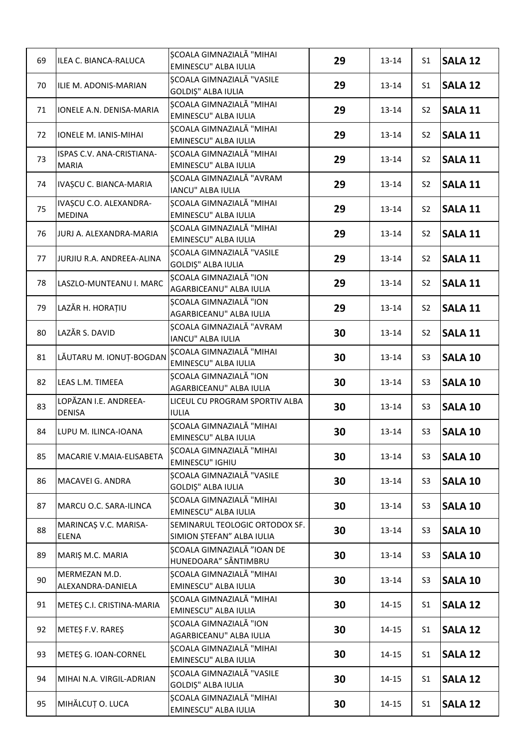| 69 | ILEA C. BIANCA-RALUCA | ȘCOALA GIMNAZIALĂ "MIHAI EMINESCU" ALBA IULIA | **29** | 13-14 | S1 | **SALA 12** |
|---|---|---|---|---|---|---|
| 70 | ILIE M. ADONIS-MARIAN | ȘCOALA GIMNAZIALĂ "VASILE GOLDIȘ" ALBA IULIA | **29** | 13-14 | S1 | **SALA 12** |
| 71 | IONELE A.N. DENISA-MARIA | ȘCOALA GIMNAZIALĂ "MIHAI EMINESCU" ALBA IULIA | **29** | 13-14 | S2 | **SALA 11** |
| 72 | IONELE M. IANIS-MIHAI | ȘCOALA GIMNAZIALĂ "MIHAI EMINESCU" ALBA IULIA | **29** | 13-14 | S2 | **SALA 11** |
| 73 | ISPAS C.V. ANA-CRISTIANA-MARIA | ȘCOALA GIMNAZIALĂ "MIHAI EMINESCU" ALBA IULIA | **29** | 13-14 | S2 | **SALA 11** |
| 74 | IVAȘCU C. BIANCA-MARIA | ȘCOALA GIMNAZIALĂ "AVRAM IANCU" ALBA IULIA | **29** | 13-14 | S2 | **SALA 11** |
| 75 | IVAȘCU C.O. ALEXANDRA-MEDINA | ȘCOALA GIMNAZIALĂ "MIHAI EMINESCU" ALBA IULIA | **29** | 13-14 | S2 | **SALA 11** |
| 76 | JURJ A. ALEXANDRA-MARIA | ȘCOALA GIMNAZIALĂ "MIHAI EMINESCU" ALBA IULIA | **29** | 13-14 | S2 | **SALA 11** |
| 77 | JURJIU R.A. ANDREEA-ALINA | ȘCOALA GIMNAZIALĂ "VASILE GOLDIȘ" ALBA IULIA | **29** | 13-14 | S2 | **SALA 11** |
| 78 | LASZLO-MUNTEANU I. MARC | ȘCOALA GIMNAZIALĂ "ION AGARBICEANU" ALBA IULIA | **29** | 13-14 | S2 | **SALA 11** |
| 79 | LAZĂR H. HORAȚIU | ȘCOALA GIMNAZIALĂ "ION AGARBICEANU" ALBA IULIA | **29** | 13-14 | S2 | **SALA 11** |
| 80 | LAZĂR S. DAVID | ȘCOALA GIMNAZIALĂ "AVRAM IANCU" ALBA IULIA | **30** | 13-14 | S2 | **SALA 11** |
| 81 | LĂUTARU M. IONUȚ-BOGDAN | ȘCOALA GIMNAZIALĂ "MIHAI EMINESCU" ALBA IULIA | **30** | 13-14 | S3 | **SALA 10** |
| 82 | LEAS L.M. TIMEEA | ȘCOALA GIMNAZIALĂ "ION AGARBICEANU" ALBA IULIA | **30** | 13-14 | S3 | **SALA 10** |
| 83 | LOPĂZAN I.E. ANDREEA-DENISA | LICEUL CU PROGRAM SPORTIV ALBA IULIA | **30** | 13-14 | S3 | **SALA 10** |
| 84 | LUPU M. ILINCA-IOANA | ȘCOALA GIMNAZIALĂ "MIHAI EMINESCU" ALBA IULIA | **30** | 13-14 | S3 | **SALA 10** |
| 85 | MACARIE V.MAIA-ELISABETA | ȘCOALA GIMNAZIALĂ "MIHAI EMINESCU" IGHIU | **30** | 13-14 | S3 | **SALA 10** |
| 86 | MACAVEI G. ANDRA | ȘCOALA GIMNAZIALĂ "VASILE GOLDIȘ" ALBA IULIA | **30** | 13-14 | S3 | **SALA 10** |
| 87 | MARCU O.C. SARA-ILINCA | ȘCOALA GIMNAZIALĂ "MIHAI EMINESCU" ALBA IULIA | **30** | 13-14 | S3 | **SALA 10** |
| 88 | MARINCAȘ V.C. MARISA-ELENA | SEMINARUL TEOLOGIC ORTODOX SF. SIMION ȘTEFAN" ALBA IULIA | **30** | 13-14 | S3 | **SALA 10** |
| 89 | MARIȘ M.C. MARIA | ȘCOALA GIMNAZIALĂ "IOAN DE HUNEDOARA" SÂNTIMBRU | **30** | 13-14 | S3 | **SALA 10** |
| 90 | MERMEZAN M.D. ALEXANDRA-DANIELA | ȘCOALA GIMNAZIALĂ "MIHAI EMINESCU" ALBA IULIA | **30** | 13-14 | S3 | **SALA 10** |
| 91 | METEȘ C.I. CRISTINA-MARIA | ȘCOALA GIMNAZIALĂ "MIHAI EMINESCU" ALBA IULIA | **30** | 14-15 | S1 | **SALA 12** |
| 92 | METEȘ F.V. RAREȘ | ȘCOALA GIMNAZIALĂ "ION AGARBICEANU" ALBA IULIA | **30** | 14-15 | S1 | **SALA 12** |
| 93 | METEȘ G. IOAN-CORNEL | ȘCOALA GIMNAZIALĂ "MIHAI EMINESCU" ALBA IULIA | **30** | 14-15 | S1 | **SALA 12** |
| 94 | MIHAI N.A. VIRGIL-ADRIAN | ȘCOALA GIMNAZIALĂ "VASILE GOLDIȘ" ALBA IULIA | **30** | 14-15 | S1 | **SALA 12** |
| 95 | MIHĂLCUȚ O. LUCA | ȘCOALA GIMNAZIALĂ "MIHAI EMINESCU" ALBA IULIA | **30** | 14-15 | S1 | **SALA 12** |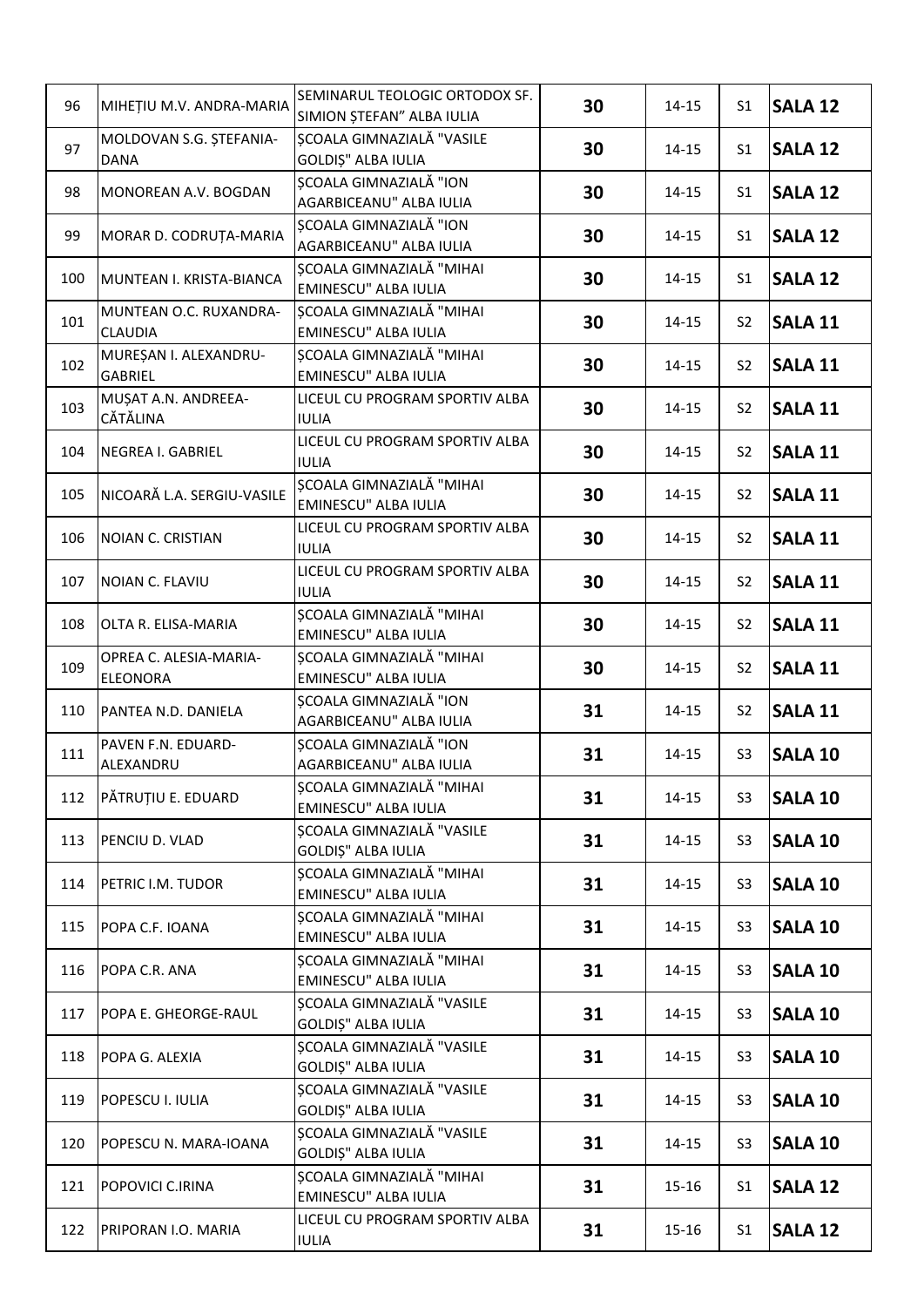| 96 | MIHEȚIU M.V. ANDRA-MARIA | SEMINARUL TEOLOGIC ORTODOX SF. SIMION ȘTEFAN” ALBA IULIA | **30** | 14-15 | S1 | **SALA 12** |
|---|---|---|---|---|---|---|
| 97 | MOLDOVAN S.G. ȘTEFANIA-DANA | ȘCOALA GIMNAZIALĂ "VASILE GOLDIȘ" ALBA IULIA | **30** | 14-15 | S1 | **SALA 12** |
| 98 | MONOREAN A.V. BOGDAN | ȘCOALA GIMNAZIALĂ "ION AGARBICEANU" ALBA IULIA | **30** | 14-15 | S1 | **SALA 12** |
| 99 | MORAR D. CODRUȚA-MARIA | ȘCOALA GIMNAZIALĂ "ION AGARBICEANU" ALBA IULIA | **30** | 14-15 | S1 | **SALA 12** |
| 100 | MUNTEAN I. KRISTA-BIANCA | ȘCOALA GIMNAZIALĂ "MIHAI EMINESCU" ALBA IULIA | **30** | 14-15 | S1 | **SALA 12** |
| 101 | MUNTEAN O.C. RUXANDRA-CLAUDIA | ȘCOALA GIMNAZIALĂ "MIHAI EMINESCU" ALBA IULIA | **30** | 14-15 | S2 | **SALA 11** |
| 102 | MUREȘAN I. ALEXANDRU-GABRIEL | ȘCOALA GIMNAZIALĂ "MIHAI EMINESCU" ALBA IULIA | **30** | 14-15 | S2 | **SALA 11** |
| 103 | MUȘAT A.N. ANDREEA-CĂTĂLINA | LICEUL CU PROGRAM SPORTIV ALBA IULIA | **30** | 14-15 | S2 | **SALA 11** |
| 104 | NEGREA I. GABRIEL | LICEUL CU PROGRAM SPORTIV ALBA IULIA | **30** | 14-15 | S2 | **SALA 11** |
| 105 | NICOARĂ L.A. SERGIU-VASILE | ȘCOALA GIMNAZIALĂ "MIHAI EMINESCU" ALBA IULIA | **30** | 14-15 | S2 | **SALA 11** |
| 106 | NOIAN C. CRISTIAN | LICEUL CU PROGRAM SPORTIV ALBA IULIA | **30** | 14-15 | S2 | **SALA 11** |
| 107 | NOIAN C. FLAVIU | LICEUL CU PROGRAM SPORTIV ALBA IULIA | **30** | 14-15 | S2 | **SALA 11** |
| 108 | OLTA R. ELISA-MARIA | ȘCOALA GIMNAZIALĂ "MIHAI EMINESCU" ALBA IULIA | **30** | 14-15 | S2 | **SALA 11** |
| 109 | OPREA C. ALESIA-MARIA-ELEONORA | ȘCOALA GIMNAZIALĂ "MIHAI EMINESCU" ALBA IULIA | **30** | 14-15 | S2 | **SALA 11** |
| 110 | PANTEA N.D. DANIELA | ȘCOALA GIMNAZIALĂ "ION AGARBICEANU" ALBA IULIA | **31** | 14-15 | S2 | **SALA 11** |
| 111 | PAVEN F.N. EDUARD-ALEXANDRU | ȘCOALA GIMNAZIALĂ "ION AGARBICEANU" ALBA IULIA | **31** | 14-15 | S3 | **SALA 10** |
| 112 | PĂTRUȚIU E. EDUARD | ȘCOALA GIMNAZIALĂ "MIHAI EMINESCU" ALBA IULIA | **31** | 14-15 | S3 | **SALA 10** |
| 113 | PENCIU D. VLAD | ȘCOALA GIMNAZIALĂ "VASILE GOLDIȘ" ALBA IULIA | **31** | 14-15 | S3 | **SALA 10** |
| 114 | PETRIC I.M. TUDOR | ȘCOALA GIMNAZIALĂ "MIHAI EMINESCU" ALBA IULIA | **31** | 14-15 | S3 | **SALA 10** |
| 115 | POPA C.F. IOANA | ȘCOALA GIMNAZIALĂ "MIHAI EMINESCU" ALBA IULIA | **31** | 14-15 | S3 | **SALA 10** |
| 116 | POPA C.R. ANA | ȘCOALA GIMNAZIALĂ "MIHAI EMINESCU" ALBA IULIA | **31** | 14-15 | S3 | **SALA 10** |
| 117 | POPA E. GHEORGE-RAUL | ȘCOALA GIMNAZIALĂ "VASILE GOLDIȘ" ALBA IULIA | **31** | 14-15 | S3 | **SALA 10** |
| 118 | POPA G. ALEXIA | ȘCOALA GIMNAZIALĂ "VASILE GOLDIȘ" ALBA IULIA | **31** | 14-15 | S3 | **SALA 10** |
| 119 | POPESCU I. IULIA | ȘCOALA GIMNAZIALĂ "VASILE GOLDIȘ" ALBA IULIA | **31** | 14-15 | S3 | **SALA 10** |
| 120 | POPESCU N. MARA-IOANA | ȘCOALA GIMNAZIALĂ "VASILE GOLDIȘ" ALBA IULIA | **31** | 14-15 | S3 | **SALA 10** |
| 121 | POPOVICI C.IRINA | ȘCOALA GIMNAZIALĂ "MIHAI EMINESCU" ALBA IULIA | **31** | 15-16 | S1 | **SALA 12** |
| 122 | PRIPORAN I.O. MARIA | LICEUL CU PROGRAM SPORTIV ALBA IULIA | **31** | 15-16 | S1 | **SALA 12** |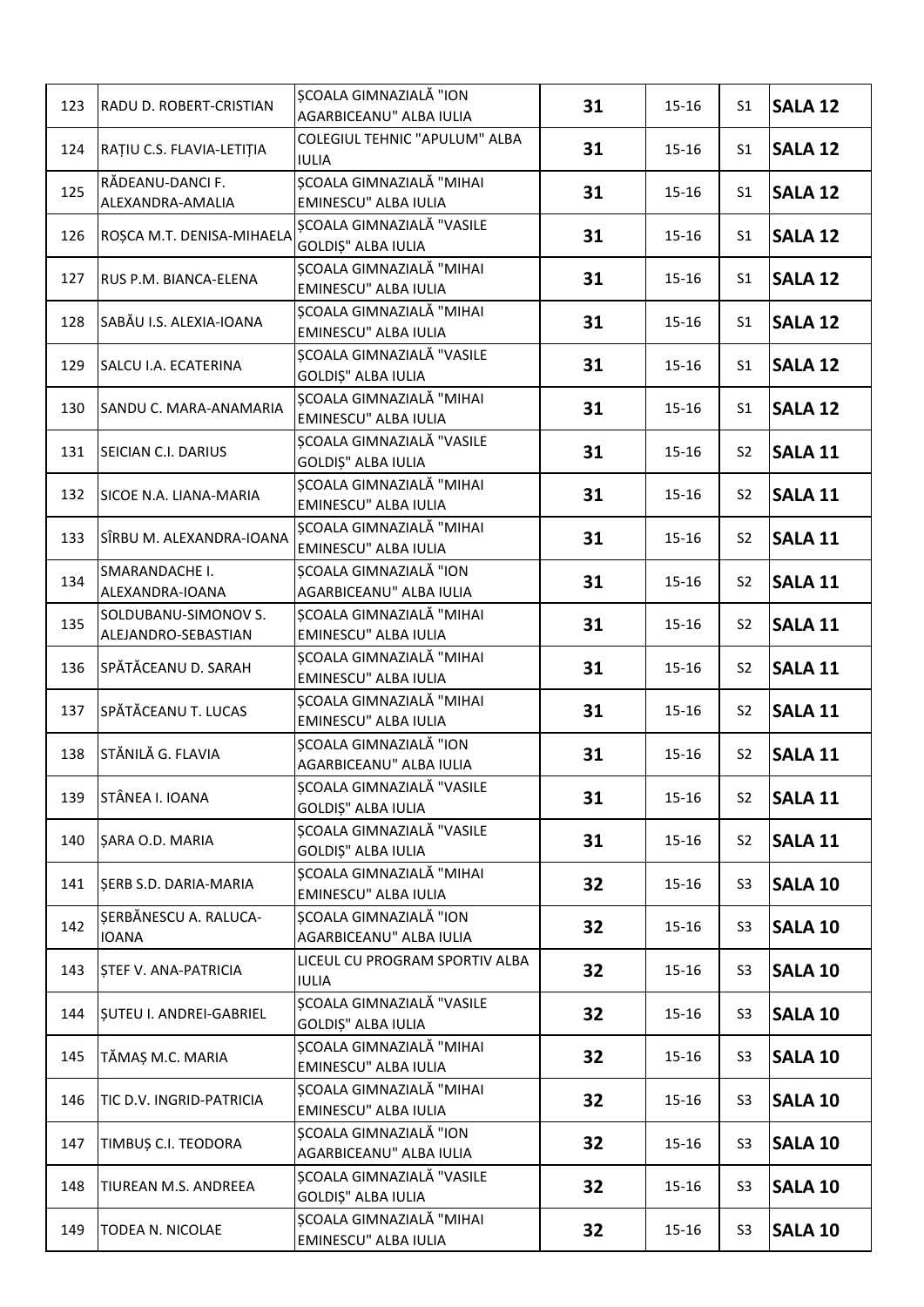| 123 | RADU D. ROBERT-CRISTIAN | ȘCOALA GIMNAZIALĂ "ION AGARBICEANU" ALBA IULIA | **31** | 15-16 | S1 | **SALA 12** |
|---|---|---|---|---|---|---|
| 124 | RAȚIU C.S. FLAVIA-LETIȚIA | COLEGIUL TEHNIC "APULUM" ALBA IULIA | **31** | 15-16 | S1 | **SALA 12** |
| 125 | RĂDEANU-DANCI F. ALEXANDRA-AMALIA | ȘCOALA GIMNAZIALĂ "MIHAI EMINESCU" ALBA IULIA | **31** | 15-16 | S1 | **SALA 12** |
| 126 | ROȘCA M.T. DENISA-MIHAELA | ȘCOALA GIMNAZIALĂ "VASILE GOLDIȘ" ALBA IULIA | **31** | 15-16 | S1 | **SALA 12** |
| 127 | RUS P.M. BIANCA-ELENA | ȘCOALA GIMNAZIALĂ "MIHAI EMINESCU" ALBA IULIA | **31** | 15-16 | S1 | **SALA 12** |
| 128 | SABĂU I.S. ALEXIA-IOANA | ȘCOALA GIMNAZIALĂ "MIHAI EMINESCU" ALBA IULIA | **31** | 15-16 | S1 | **SALA 12** |
| 129 | SALCU I.A. ECATERINA | ȘCOALA GIMNAZIALĂ "VASILE GOLDIȘ" ALBA IULIA | **31** | 15-16 | S1 | **SALA 12** |
| 130 | SANDU C. MARA-ANAMARIA | ȘCOALA GIMNAZIALĂ "MIHAI EMINESCU" ALBA IULIA | **31** | 15-16 | S1 | **SALA 12** |
| 131 | SEICIAN C.I. DARIUS | ȘCOALA GIMNAZIALĂ "VASILE GOLDIȘ" ALBA IULIA | **31** | 15-16 | S2 | **SALA 11** |
| 132 | SICOE N.A. LIANA-MARIA | ȘCOALA GIMNAZIALĂ "MIHAI EMINESCU" ALBA IULIA | **31** | 15-16 | S2 | **SALA 11** |
| 133 | SÎRBU M. ALEXANDRA-IOANA | ȘCOALA GIMNAZIALĂ "MIHAI EMINESCU" ALBA IULIA | **31** | 15-16 | S2 | **SALA 11** |
| 134 | SMARANDACHE I. ALEXANDRA-IOANA | ȘCOALA GIMNAZIALĂ "ION AGARBICEANU" ALBA IULIA | **31** | 15-16 | S2 | **SALA 11** |
| 135 | SOLDUBANU-SIMONOV S. ALEJANDRO-SEBASTIAN | ȘCOALA GIMNAZIALĂ "MIHAI EMINESCU" ALBA IULIA | **31** | 15-16 | S2 | **SALA 11** |
| 136 | SPĂTĂCEANU D. SARAH | ȘCOALA GIMNAZIALĂ "MIHAI EMINESCU" ALBA IULIA | **31** | 15-16 | S2 | **SALA 11** |
| 137 | SPĂTĂCEANU T. LUCAS | ȘCOALA GIMNAZIALĂ "MIHAI EMINESCU" ALBA IULIA | **31** | 15-16 | S2 | **SALA 11** |
| 138 | STĂNILĂ G. FLAVIA | ȘCOALA GIMNAZIALĂ "ION AGARBICEANU" ALBA IULIA | **31** | 15-16 | S2 | **SALA 11** |
| 139 | STÂNEA I. IOANA | ȘCOALA GIMNAZIALĂ "VASILE GOLDIȘ" ALBA IULIA | **31** | 15-16 | S2 | **SALA 11** |
| 140 | ȘARA O.D. MARIA | ȘCOALA GIMNAZIALĂ "VASILE GOLDIȘ" ALBA IULIA | **31** | 15-16 | S2 | **SALA 11** |
| 141 | ȘERB S.D. DARIA-MARIA | ȘCOALA GIMNAZIALĂ "MIHAI EMINESCU" ALBA IULIA | **32** | 15-16 | S3 | **SALA 10** |
| 142 | ȘERBĂNESCU A. RALUCA-IOANA | ȘCOALA GIMNAZIALĂ "ION AGARBICEANU" ALBA IULIA | **32** | 15-16 | S3 | **SALA 10** |
| 143 | ȘTEF V. ANA-PATRICIA | LICEUL CU PROGRAM SPORTIV ALBA IULIA | **32** | 15-16 | S3 | **SALA 10** |
| 144 | ȘUTEU I. ANDREI-GABRIEL | ȘCOALA GIMNAZIALĂ "VASILE GOLDIȘ" ALBA IULIA | **32** | 15-16 | S3 | **SALA 10** |
| 145 | TĂMAȘ M.C. MARIA | ȘCOALA GIMNAZIALĂ "MIHAI EMINESCU" ALBA IULIA | **32** | 15-16 | S3 | **SALA 10** |
| 146 | TIC D.V. INGRID-PATRICIA | ȘCOALA GIMNAZIALĂ "MIHAI EMINESCU" ALBA IULIA | **32** | 15-16 | S3 | **SALA 10** |
| 147 | TIMBUȘ C.I. TEODORA | ȘCOALA GIMNAZIALĂ "ION AGARBICEANU" ALBA IULIA | **32** | 15-16 | S3 | **SALA 10** |
| 148 | TIUREAN M.S. ANDREEA | ȘCOALA GIMNAZIALĂ "VASILE GOLDIȘ" ALBA IULIA | **32** | 15-16 | S3 | **SALA 10** |
| 149 | TODEA N. NICOLAE | ȘCOALA GIMNAZIALĂ "MIHAI EMINESCU" ALBA IULIA | **32** | 15-16 | S3 | **SALA 10** |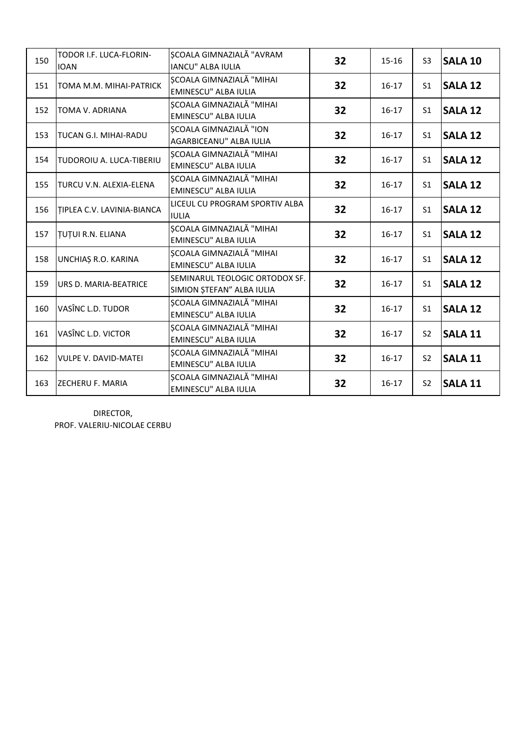| | | | | | | |
|---|---|---|---|---|---|---|
| 150 | TODOR I.F. LUCA-FLORIN-IOAN | ȘCOALA GIMNAZIALĂ "AVRAM IANCU" ALBA IULIA | **32** | 15-16 | S3 | **SALA 10** |
| 151 | TOMA M.M. MIHAI-PATRICK | ȘCOALA GIMNAZIALĂ "MIHAI EMINESCU" ALBA IULIA | **32** | 16-17 | S1 | **SALA 12** |
| 152 | TOMA V. ADRIANA | ȘCOALA GIMNAZIALĂ "MIHAI EMINESCU" ALBA IULIA | **32** | 16-17 | S1 | **SALA 12** |
| 153 | TUCAN G.I. MIHAI-RADU | ȘCOALA GIMNAZIALĂ "ION AGARBICEANU" ALBA IULIA | **32** | 16-17 | S1 | **SALA 12** |
| 154 | TUDOROIU A. LUCA-TIBERIU | ȘCOALA GIMNAZIALĂ "MIHAI EMINESCU" ALBA IULIA | **32** | 16-17 | S1 | **SALA 12** |
| 155 | TURCU V.N. ALEXIA-ELENA | ȘCOALA GIMNAZIALĂ "MIHAI EMINESCU" ALBA IULIA | **32** | 16-17 | S1 | **SALA 12** |
| 156 | ȚIPLEA C.V. LAVINIA-BIANCA | LICEUL CU PROGRAM SPORTIV ALBA IULIA | **32** | 16-17 | S1 | **SALA 12** |
| 157 | ȚUȚUI R.N. ELIANA | ȘCOALA GIMNAZIALĂ "MIHAI EMINESCU" ALBA IULIA | **32** | 16-17 | S1 | **SALA 12** |
| 158 | UNCHIAȘ R.O. KARINA | ȘCOALA GIMNAZIALĂ "MIHAI EMINESCU" ALBA IULIA | **32** | 16-17 | S1 | **SALA 12** |
| 159 | URS D. MARIA-BEATRICE | SEMINARUL TEOLOGIC ORTODOX SF. SIMION ȘTEFAN" ALBA IULIA | **32** | 16-17 | S1 | **SALA 12** |
| 160 | VASÎNC L.D. TUDOR | ȘCOALA GIMNAZIALĂ "MIHAI EMINESCU" ALBA IULIA | **32** | 16-17 | S1 | **SALA 12** |
| 161 | VASÎNC L.D. VICTOR | ȘCOALA GIMNAZIALĂ "MIHAI EMINESCU" ALBA IULIA | **32** | 16-17 | S2 | **SALA 11** |
| 162 | VULPE V. DAVID-MATEI | ȘCOALA GIMNAZIALĂ "MIHAI EMINESCU" ALBA IULIA | **32** | 16-17 | S2 | **SALA 11** |
| 163 | ZECHERU F. MARIA | ȘCOALA GIMNAZIALĂ "MIHAI EMINESCU" ALBA IULIA | **32** | 16-17 | S2 | **SALA 11** |

DIRECTOR,

PROF. VALERIU-NICOLAE CERBU